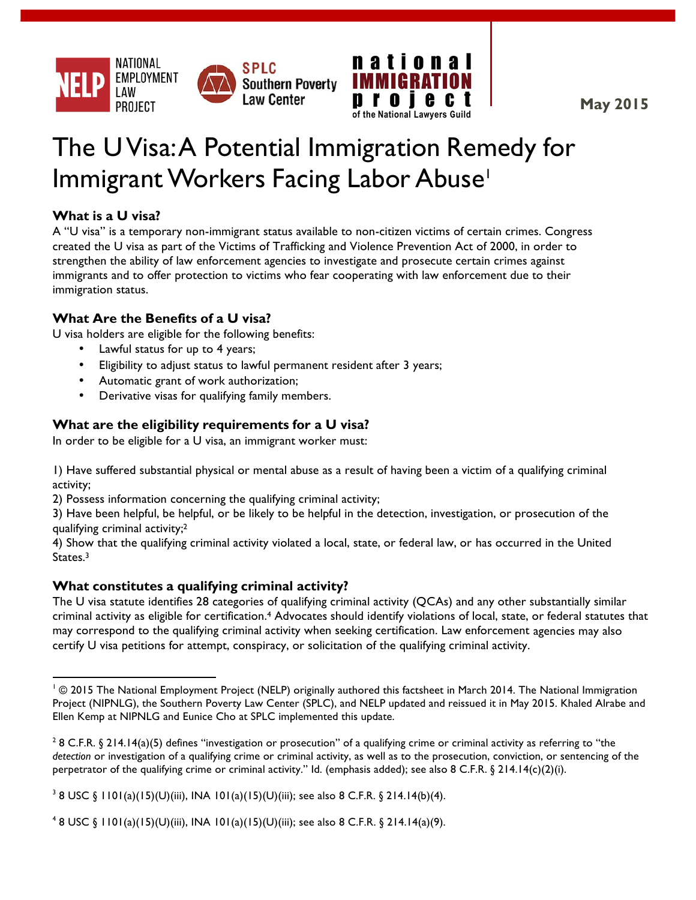NATIONAL EMPLOYMENT LAW PROJECT | SPLC Southern Poverty Law Center | national IMMIGRATION project of the National Lawyers Guild

May 2015

# The U Visa: A Potential Immigration Remedy for Immigrant Workers Facing Labor Abuse[1]

### What is a U visa?

A "U visa" is a temporary non-immigrant status available to non-citizen victims of certain crimes. Congress created the U visa as part of the Victims of Trafficking and Violence Prevention Act of 2000, in order to strengthen the ability of law enforcement agencies to investigate and prosecute certain crimes against immigrants and to offer protection to victims who fear cooperating with law enforcement due to their immigration status.

### What Are the Benefits of a U visa?

U visa holders are eligible for the following benefits:

- Lawful status for up to 4 years;
- Eligibility to adjust status to lawful permanent resident after 3 years;
- Automatic grant of work authorization;
- Derivative visas for qualifying family members.

### What are the eligibility requirements for a U visa?

In order to be eligible for a U visa, an immigrant worker must:

1) Have suffered substantial physical or mental abuse as a result of having been a victim of a qualifying criminal activity;
2) Possess information concerning the qualifying criminal activity;
3) Have been helpful, be helpful, or be likely to be helpful in the detection, investigation, or prosecution of the qualifying criminal activity;[2]
4) Show that the qualifying criminal activity violated a local, state, or federal law, or has occurred in the United States.[3]

### What constitutes a qualifying criminal activity?

The U visa statute identifies 28 categories of qualifying criminal activity (QCAs) and any other substantially similar criminal activity as eligible for certification.[4] Advocates should identify violations of local, state, or federal statutes that may correspond to the qualifying criminal activity when seeking certification. Law enforcement agencies may also certify U visa petitions for attempt, conspiracy, or solicitation of the qualifying criminal activity.

---

[1] © 2015 The National Employment Project (NELP) originally authored this factsheet in March 2014. The National Immigration Project (NIPNLG), the Southern Poverty Law Center (SPLC), and NELP updated and reissued it in May 2015. Khaled Alrabe and Ellen Kemp at NIPNLG and Eunice Cho at SPLC implemented this update.

[2] 8 C.F.R. § 214.14(a)(5) defines "investigation or prosecution" of a qualifying crime or criminal activity as referring to "the *detection* or investigation of a qualifying crime or criminal activity, as well as to the prosecution, conviction, or sentencing of the perpetrator of the qualifying crime or criminal activity." Id. (emphasis added); see also 8 C.F.R. § 214.14(c)(2)(i).

[3] 8 USC § 1101(a)(15)(U)(iii), INA 101(a)(15)(U)(iii); see also 8 C.F.R. § 214.14(b)(4).

[4] 8 USC § 1101(a)(15)(U)(iii), INA 101(a)(15)(U)(iii); see also 8 C.F.R. § 214.14(a)(9).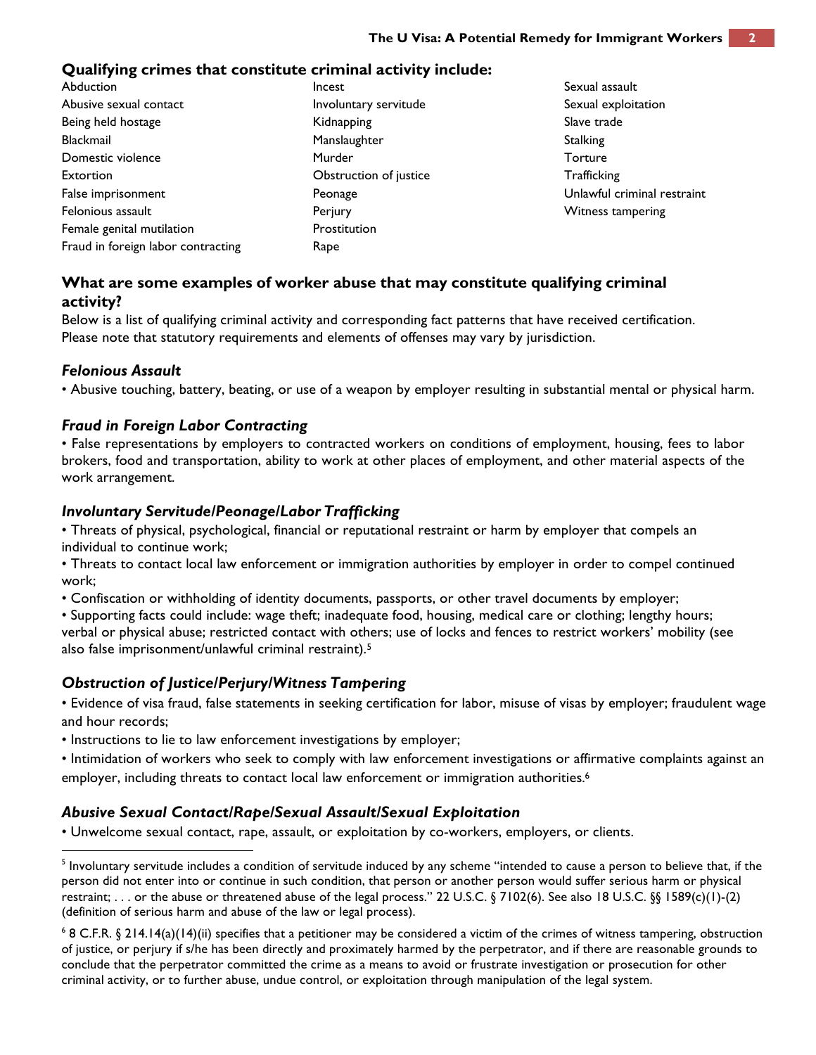## Qualifying crimes that constitute criminal activity include:

- Abduction
- Abusive sexual contact
- Being held hostage
- Blackmail
- Domestic violence
- Extortion
- False imprisonment
- Felonious assault
- Female genital mutilation
- Fraud in foreign labor contracting
- Incest
- Involuntary servitude
- Kidnapping
- Manslaughter
- Murder
- Obstruction of justice
- Peonage
- Perjury
- Prostitution
- Rape
- Sexual assault
- Sexual exploitation
- Slave trade
- Stalking
- Torture
- Trafficking
- Unlawful criminal restraint
- Witness tampering

## What are some examples of worker abuse that may constitute qualifying criminal activity?

Below is a list of qualifying criminal activity and corresponding fact patterns that have received certification. Please note that statutory requirements and elements of offenses may vary by jurisdiction.

### *Felonious Assault*

- Abusive touching, battery, beating, or use of a weapon by employer resulting in substantial mental or physical harm.

### *Fraud in Foreign Labor Contracting*

- False representations by employers to contracted workers on conditions of employment, housing, fees to labor brokers, food and transportation, ability to work at other places of employment, and other material aspects of the work arrangement.

### *Involuntary Servitude/Peonage/Labor Trafficking*

- Threats of physical, psychological, financial or reputational restraint or harm by employer that compels an individual to continue work;
- Threats to contact local law enforcement or immigration authorities by employer in order to compel continued work;
- Confiscation or withholding of identity documents, passports, or other travel documents by employer;
- Supporting facts could include: wage theft; inadequate food, housing, medical care or clothing; lengthy hours; verbal or physical abuse; restricted contact with others; use of locks and fences to restrict workers' mobility (see also false imprisonment/unlawful criminal restraint).[5]

### *Obstruction of Justice/Perjury/Witness Tampering*

- Evidence of visa fraud, false statements in seeking certification for labor, misuse of visas by employer; fraudulent wage and hour records;
- Instructions to lie to law enforcement investigations by employer;
- Intimidation of workers who seek to comply with law enforcement investigations or affirmative complaints against an employer, including threats to contact local law enforcement or immigration authorities.[6]

### *Abusive Sexual Contact/Rape/Sexual Assault/Sexual Exploitation*

- Unwelcome sexual contact, rape, assault, or exploitation by co-workers, employers, or clients.

---

[5] Involuntary servitude includes a condition of servitude induced by any scheme "intended to cause a person to believe that, if the person did not enter into or continue in such condition, that person or another person would suffer serious harm or physical restraint; . . . or the abuse or threatened abuse of the legal process." 22 U.S.C. § 7102(6). See also 18 U.S.C. §§ 1589(c)(1)-(2) (definition of serious harm and abuse of the law or legal process).

[6] 8 C.F.R. § 214.14(a)(14)(ii) specifies that a petitioner may be considered a victim of the crimes of witness tampering, obstruction of justice, or perjury if s/he has been directly and proximately harmed by the perpetrator, and if there are reasonable grounds to conclude that the perpetrator committed the crime as a means to avoid or frustrate investigation or prosecution for other criminal activity, or to further abuse, undue control, or exploitation through manipulation of the legal system.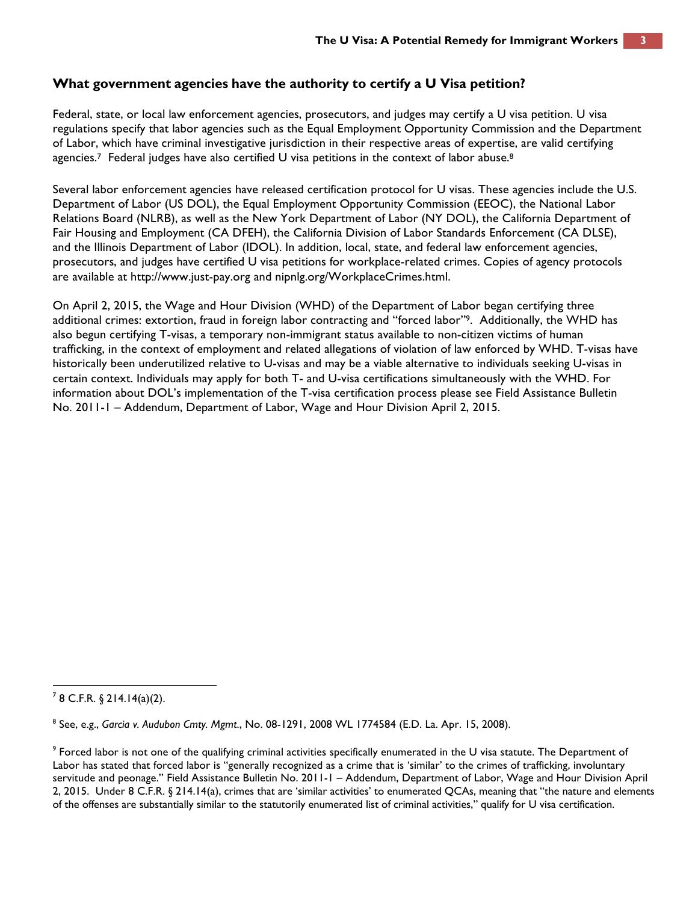### What government agencies have the authority to certify a U Visa petition?

Federal, state, or local law enforcement agencies, prosecutors, and judges may certify a U visa petition. U visa regulations specify that labor agencies such as the Equal Employment Opportunity Commission and the Department of Labor, which have criminal investigative jurisdiction in their respective areas of expertise, are valid certifying agencies.[7] Federal judges have also certified U visa petitions in the context of labor abuse.[8]

Several labor enforcement agencies have released certification protocol for U visas. These agencies include the U.S. Department of Labor (US DOL), the Equal Employment Opportunity Commission (EEOC), the National Labor Relations Board (NLRB), as well as the New York Department of Labor (NY DOL), the California Department of Fair Housing and Employment (CA DFEH), the California Division of Labor Standards Enforcement (CA DLSE), and the Illinois Department of Labor (IDOL). In addition, local, state, and federal law enforcement agencies, prosecutors, and judges have certified U visa petitions for workplace-related crimes. Copies of agency protocols are available at http://www.just-pay.org and nipnlg.org/WorkplaceCrimes.html.

On April 2, 2015, the Wage and Hour Division (WHD) of the Department of Labor began certifying three additional crimes: extortion, fraud in foreign labor contracting and "forced labor"[9]. Additionally, the WHD has also begun certifying T-visas, a temporary non-immigrant status available to non-citizen victims of human trafficking, in the context of employment and related allegations of violation of law enforced by WHD. T-visas have historically been underutilized relative to U-visas and may be a viable alternative to individuals seeking U-visas in certain context. Individuals may apply for both T- and U-visa certifications simultaneously with the WHD. For information about DOL's implementation of the T-visa certification process please see Field Assistance Bulletin No. 2011-1 – Addendum, Department of Labor, Wage and Hour Division April 2, 2015.

---

[7] 8 C.F.R. § 214.14(a)(2).

[8] See, e.g., *Garcia v. Audubon Cmty. Mgmt*., No. 08-1291, 2008 WL 1774584 (E.D. La. Apr. 15, 2008).

[9] Forced labor is not one of the qualifying criminal activities specifically enumerated in the U visa statute. The Department of Labor has stated that forced labor is "generally recognized as a crime that is 'similar' to the crimes of trafficking, involuntary servitude and peonage." Field Assistance Bulletin No. 2011-1 – Addendum, Department of Labor, Wage and Hour Division April 2, 2015. Under 8 C.F.R. § 214.14(a), crimes that are 'similar activities' to enumerated QCAs, meaning that "the nature and elements of the offenses are substantially similar to the statutorily enumerated list of criminal activities," qualify for U visa certification.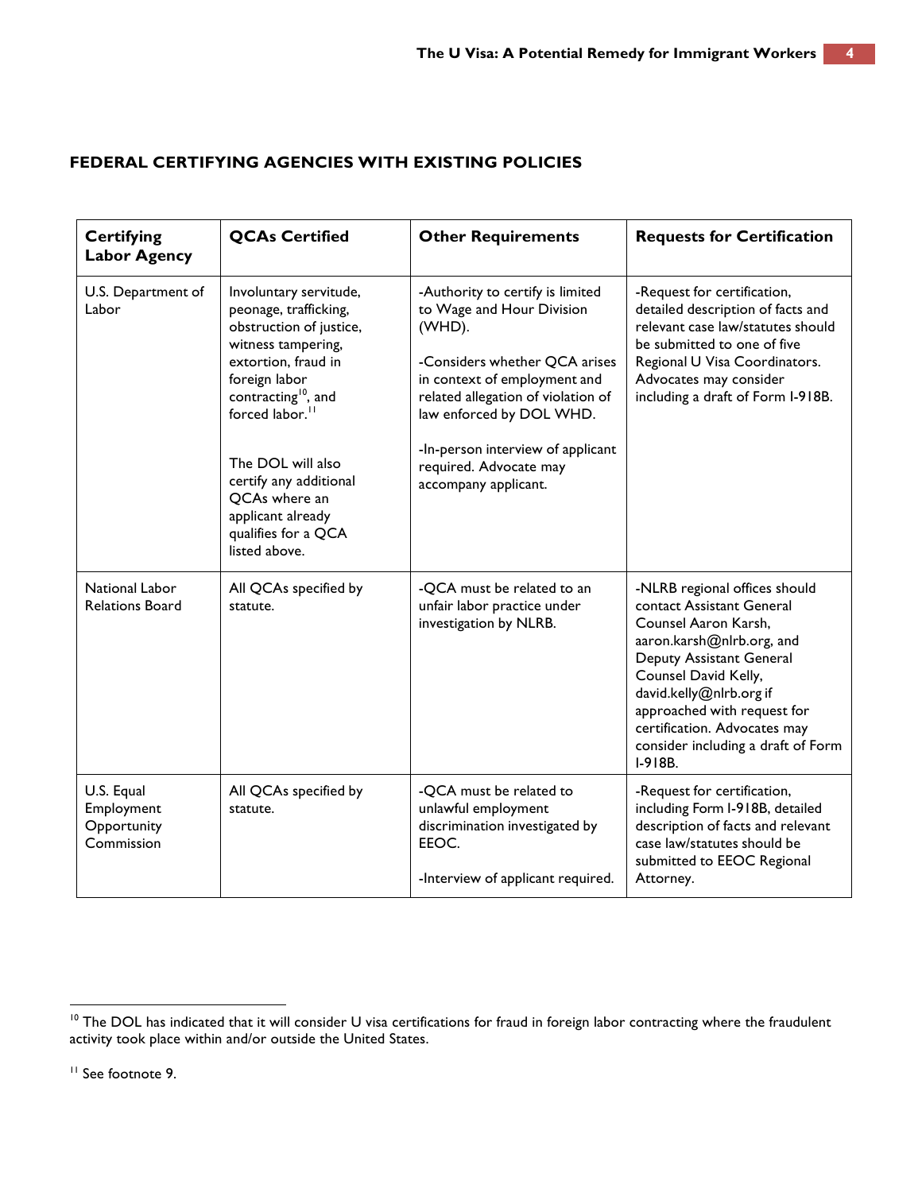## FEDERAL CERTIFYING AGENCIES WITH EXISTING POLICIES

| Certifying Labor Agency | QCAs Certified | Other Requirements | Requests for Certification |
|---|---|---|---|
| U.S. Department of Labor | Involuntary servitude, peonage, trafficking, obstruction of justice, witness tampering, extortion, fraud in foreign labor contracting[10], and forced labor.[11]<br><br>The DOL will also certify any additional QCAs where an applicant already qualifies for a QCA listed above. | -Authority to certify is limited to Wage and Hour Division (WHD).<br><br>-Considers whether QCA arises in context of employment and related allegation of violation of law enforced by DOL WHD.<br><br>-In-person interview of applicant required. Advocate may accompany applicant. | -Request for certification, detailed description of facts and relevant case law/statutes should be submitted to one of five Regional U Visa Coordinators. Advocates may consider including a draft of Form I-918B. |
| National Labor Relations Board | All QCAs specified by statute. | -QCA must be related to an unfair labor practice under investigation by NLRB. | -NLRB regional offices should contact Assistant General Counsel Aaron Karsh, aaron.karsh@nlrb.org, and Deputy Assistant General Counsel David Kelly, david.kelly@nlrb.org if approached with request for certification. Advocates may consider including a draft of Form I-918B. |
| U.S. Equal Employment Opportunity Commission | All QCAs specified by statute. | -QCA must be related to unlawful employment discrimination investigated by EEOC.<br><br>-Interview of applicant required. | -Request for certification, including Form I-918B, detailed description of facts and relevant case law/statutes should be submitted to EEOC Regional Attorney. |

[10] The DOL has indicated that it will consider U visa certifications for fraud in foreign labor contracting where the fraudulent activity took place within and/or outside the United States.

[11] See footnote 9.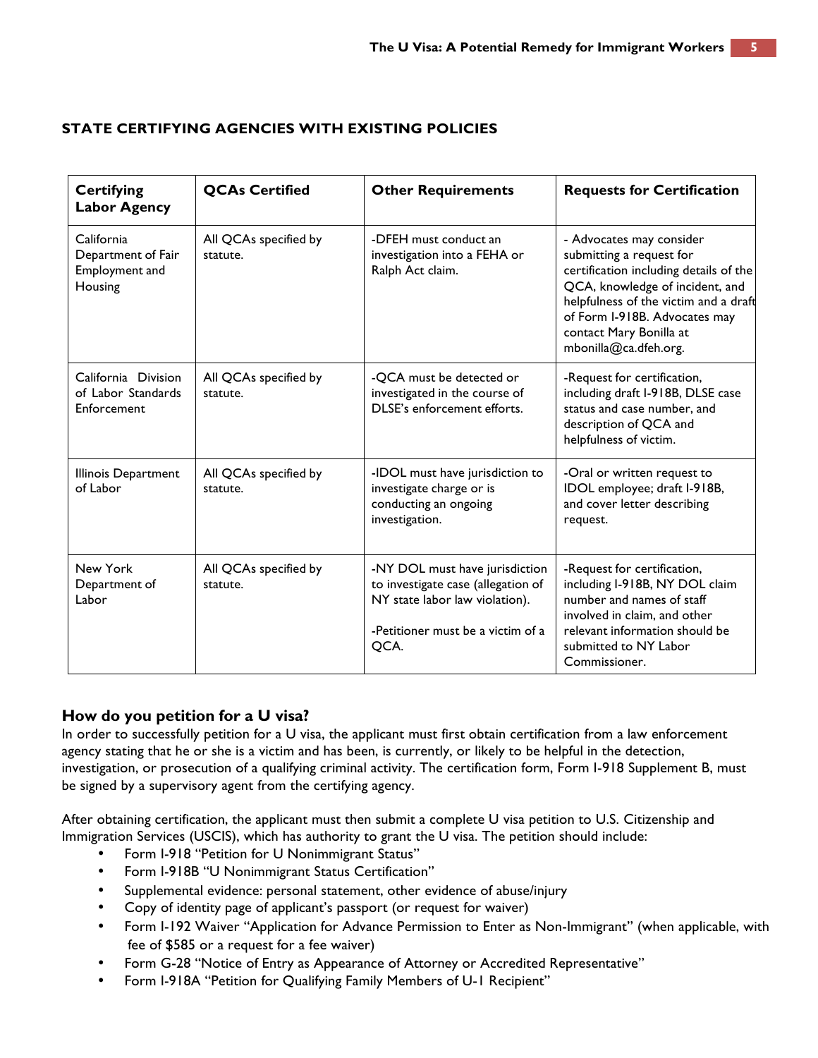## STATE CERTIFYING AGENCIES WITH EXISTING POLICIES

| Certifying Labor Agency | QCAs Certified | Other Requirements | Requests for Certification |
|---|---|---|---|
| California Department of Fair Employment and Housing | All QCAs specified by statute. | -DFEH must conduct an investigation into a FEHA or Ralph Act claim. | - Advocates may consider submitting a request for certification including details of the QCA, knowledge of incident, and helpfulness of the victim and a draft of Form I-918B. Advocates may contact Mary Bonilla at mbonilla@ca.dfeh.org. |
| California Division of Labor Standards Enforcement | All QCAs specified by statute. | -QCA must be detected or investigated in the course of DLSE's enforcement efforts. | -Request for certification, including draft I-918B, DLSE case status and case number, and description of QCA and helpfulness of victim. |
| Illinois Department of Labor | All QCAs specified by statute. | -IDOL must have jurisdiction to investigate charge or is conducting an ongoing investigation. | -Oral or written request to IDOL employee; draft I-918B, and cover letter describing request. |
| New York Department of Labor | All QCAs specified by statute. | -NY DOL must have jurisdiction to investigate case (allegation of NY state labor law violation).<br><br>-Petitioner must be a victim of a QCA. | -Request for certification, including I-918B, NY DOL claim number and names of staff involved in claim, and other relevant information should be submitted to NY Labor Commissioner. |

### How do you petition for a U visa?

In order to successfully petition for a U visa, the applicant must first obtain certification from a law enforcement agency stating that he or she is a victim and has been, is currently, or likely to be helpful in the detection, investigation, or prosecution of a qualifying criminal activity. The certification form, Form I-918 Supplement B, must be signed by a supervisory agent from the certifying agency.

After obtaining certification, the applicant must then submit a complete U visa petition to U.S. Citizenship and Immigration Services (USCIS), which has authority to grant the U visa. The petition should include:

- Form I-918 "Petition for U Nonimmigrant Status"
- Form I-918B "U Nonimmigrant Status Certification"
- Supplemental evidence: personal statement, other evidence of abuse/injury
- Copy of identity page of applicant's passport (or request for waiver)
- Form I-192 Waiver "Application for Advance Permission to Enter as Non-Immigrant" (when applicable, with fee of $585 or a request for a fee waiver)
- Form G-28 "Notice of Entry as Appearance of Attorney or Accredited Representative"
- Form I-918A "Petition for Qualifying Family Members of U-1 Recipient"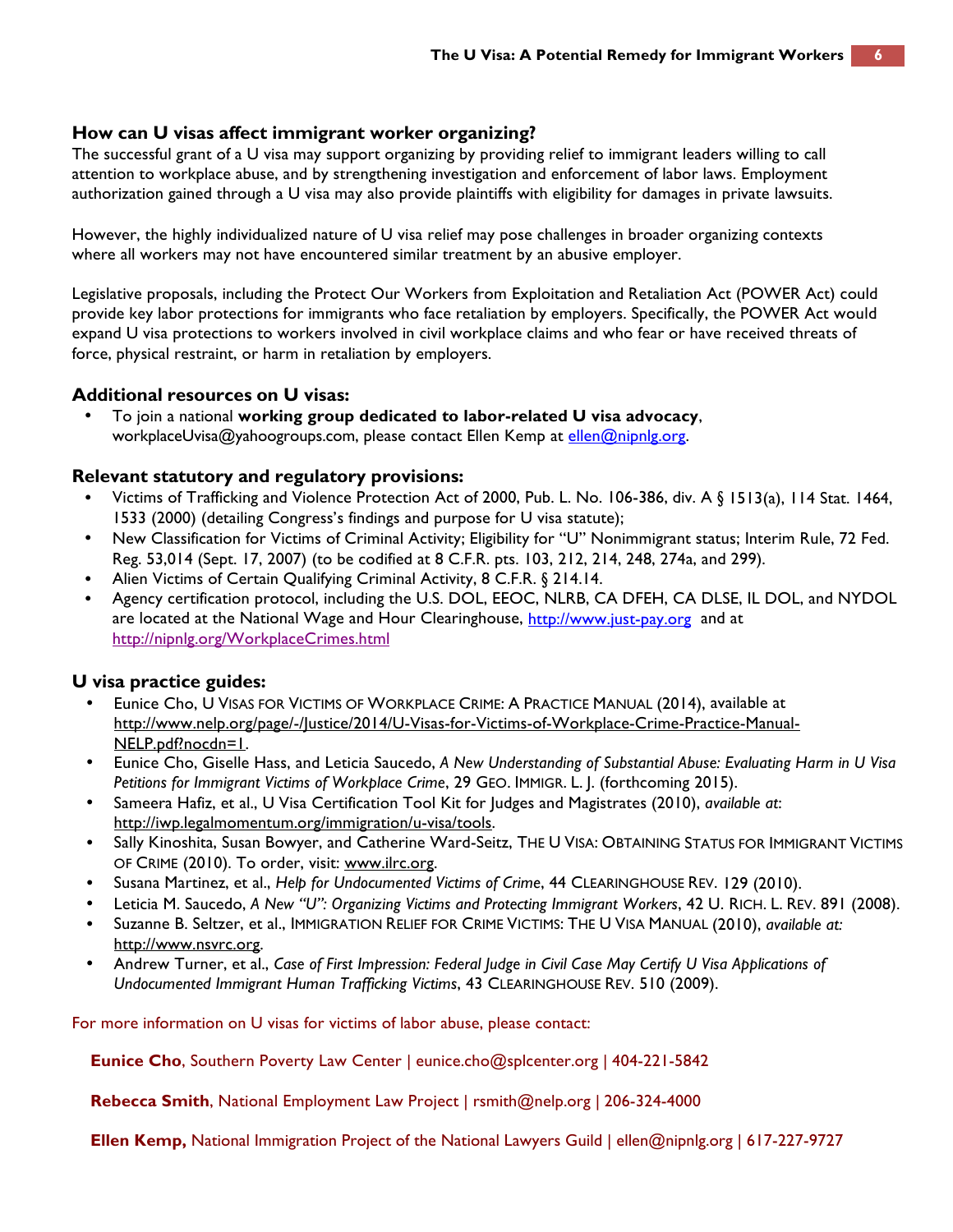## How can U visas affect immigrant worker organizing?

The successful grant of a U visa may support organizing by providing relief to immigrant leaders willing to call attention to workplace abuse, and by strengthening investigation and enforcement of labor laws. Employment authorization gained through a U visa may also provide plaintiffs with eligibility for damages in private lawsuits.

However, the highly individualized nature of U visa relief may pose challenges in broader organizing contexts where all workers may not have encountered similar treatment by an abusive employer.

Legislative proposals, including the Protect Our Workers from Exploitation and Retaliation Act (POWER Act) could provide key labor protections for immigrants who face retaliation by employers. Specifically, the POWER Act would expand U visa protections to workers involved in civil workplace claims and who fear or have received threats of force, physical restraint, or harm in retaliation by employers.

## Additional resources on U visas:

- To join a national **working group dedicated to labor-related U visa advocacy**, workplaceUvisa@yahoogroups.com, please contact Ellen Kemp at ellen@nipnlg.org.

## Relevant statutory and regulatory provisions:

- Victims of Trafficking and Violence Protection Act of 2000, Pub. L. No. 106-386, div. A § 1513(a), 114 Stat. 1464, 1533 (2000) (detailing Congress's findings and purpose for U visa statute);
- New Classification for Victims of Criminal Activity; Eligibility for "U" Nonimmigrant status; Interim Rule, 72 Fed. Reg. 53,014 (Sept. 17, 2007) (to be codified at 8 C.F.R. pts. 103, 212, 214, 248, 274a, and 299).
- Alien Victims of Certain Qualifying Criminal Activity, 8 C.F.R. § 214.14.
- Agency certification protocol, including the U.S. DOL, EEOC, NLRB, CA DFEH, CA DLSE, IL DOL, and NYDOL are located at the National Wage and Hour Clearinghouse, http://www.just-pay.org and at http://nipnlg.org/WorkplaceCrimes.html

## U visa practice guides:

- Eunice Cho, U VISAS FOR VICTIMS OF WORKPLACE CRIME: A PRACTICE MANUAL (2014), available at http://www.nelp.org/page/-/Justice/2014/U-Visas-for-Victims-of-Workplace-Crime-Practice-Manual-NELP.pdf?nocdn=1.
- Eunice Cho, Giselle Hass, and Leticia Saucedo, *A New Understanding of Substantial Abuse: Evaluating Harm in U Visa Petitions for Immigrant Victims of Workplace Crime*, 29 GEO. IMMIGR. L. J. (forthcoming 2015).
- Sameera Hafiz, et al., U Visa Certification Tool Kit for Judges and Magistrates (2010), *available at*: http://iwp.legalmomentum.org/immigration/u-visa/tools.
- Sally Kinoshita, Susan Bowyer, and Catherine Ward-Seitz, THE U VISA: OBTAINING STATUS FOR IMMIGRANT VICTIMS OF CRIME (2010). To order, visit: www.ilrc.org.
- Susana Martinez, et al., *Help for Undocumented Victims of Crime*, 44 CLEARINGHOUSE REV. 129 (2010).
- Leticia M. Saucedo, *A New "U": Organizing Victims and Protecting Immigrant Workers*, 42 U. RICH. L. REV. 891 (2008).
- Suzanne B. Seltzer, et al., IMMIGRATION RELIEF FOR CRIME VICTIMS: THE U VISA MANUAL (2010), *available at:* http://www.nsvrc.org.
- Andrew Turner, et al., *Case of First Impression: Federal Judge in Civil Case May Certify U Visa Applications of Undocumented Immigrant Human Trafficking Victims*, 43 CLEARINGHOUSE REV. 510 (2009).

For more information on U visas for victims of labor abuse, please contact:

**Eunice Cho**, Southern Poverty Law Center | eunice.cho@splcenter.org | 404-221-5842

**Rebecca Smith**, National Employment Law Project | rsmith@nelp.org | 206-324-4000

**Ellen Kemp,** National Immigration Project of the National Lawyers Guild | ellen@nipnlg.org | 617-227-9727